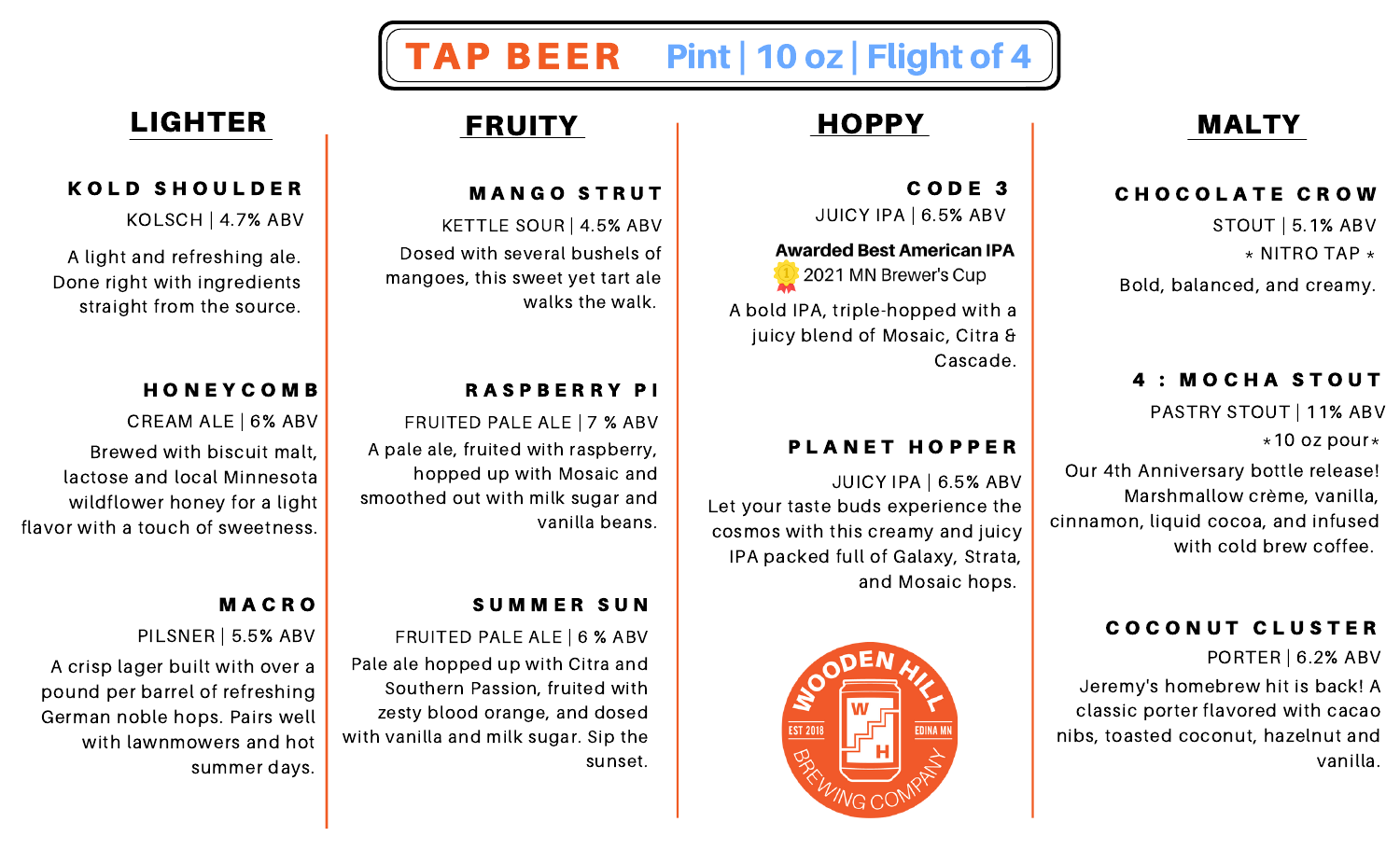# TAP BEER

Pint | 10 oz | Flight of 4

## LIGHTER

### KOLD SHOULDER

KOLSCH | 4.7% ABV

A light and refreshing ale. Done right with ingredients straight from the source.

### HONEYCOMB

CREAM ALE | 6% ABV

Brewed with biscuit malt, lactose and local Minnesota wildflower honey for a light flavor with a touch of sweetness.

### MACRO

PILSNER | 5.5% ABV

A crisp lager built with over a pound per barrel of refreshing German noble hops. Pairs well with lawnmowers and hot summer days.

## FRUITY

### MANGO STRUT

KETTLE SOUR | 4.5% ABV

Dosed with several bushels of mangoes, this sweet yet tart ale walks the walk.

### RASPBERRY PI

FRUITED PALE ALE | 7 % ABV

A pale ale, fruited with raspberry, hopped up with Mosaic and smoothed out with milk sugar and vanilla beans.

### SUMMER SUN

FRUITED PALE ALE | 6 % ABV

Pale ale hopped up with Citra and Southern Passion, fruited with zesty blood orange, and dosed with vanilla and milk sugar. Sip the sunset.

## HOPPY

### CODE 3

JUICY IPA | 6.5% ABV

**Awarded Best American IPA**
2021 MN Brewer's Cup

A bold IPA, triple-hopped with a juicy blend of Mosaic, Citra & Cascade.

### PLANET HOPPER

JUICY IPA | 6.5% ABV

Let your taste buds experience the cosmos with this creamy and juicy IPA packed full of Galaxy, Strata, and Mosaic hops.

WOODEN HILL BREWING COMPANY
EST 2018 · EDINA MN

## MALTY

### CHOCOLATE CROW

STOUT | 5.1% ABV

* NITRO TAP *

Bold, balanced, and creamy.

### 4 : MOCHA STOUT

PASTRY STOUT | 11% ABV

*10 oz pour*

Our 4th Anniversary bottle release! Marshmallow crème, vanilla, cinnamon, liquid cocoa, and infused with cold brew coffee.

### COCONUT CLUSTER

PORTER | 6.2% ABV

Jeremy's homebrew hit is back! A classic porter flavored with cacao nibs, toasted coconut, hazelnut and vanilla.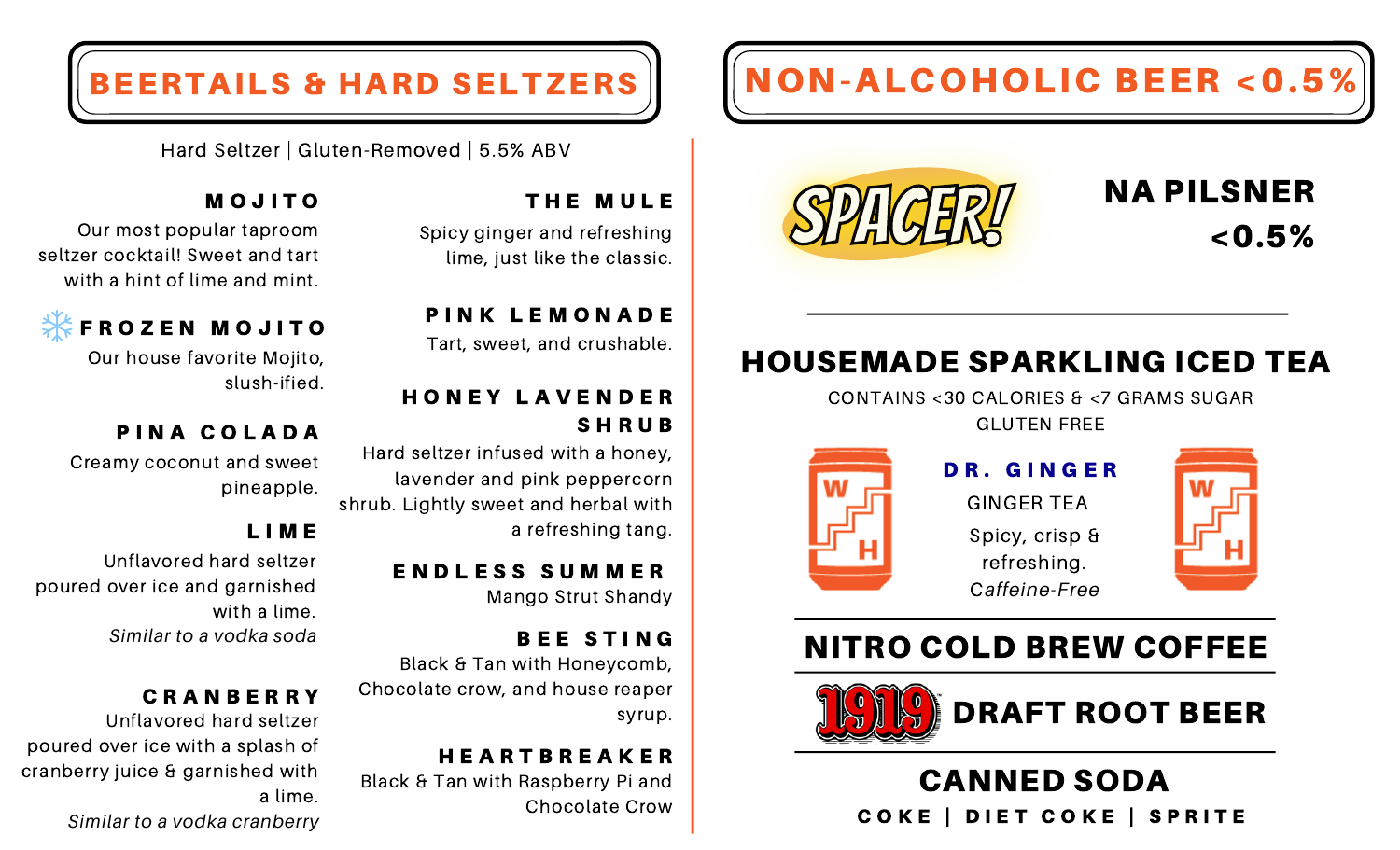## BEERTAILS & HARD SELTZERS

Hard Seltzer | Gluten-Removed | 5.5% ABV

### MOJITO

Our most popular taproom seltzer cocktail! Sweet and tart with a hint of lime and mint.

### ❄️ FROZEN MOJITO

Our house favorite Mojito, slush-ified.

### PINA COLADA

Creamy coconut and sweet pineapple.

### LIME

Unflavored hard seltzer poured over ice and garnished with a lime.

*Similar to a vodka soda*

### CRANBERRY

Unflavored hard seltzer poured over ice with a splash of cranberry juice & garnished with a lime.

*Similar to a vodka cranberry*

### THE MULE

Spicy ginger and refreshing lime, just like the classic.

### PINK LEMONADE

Tart, sweet, and crushable.

### HONEY LAVENDER SHRUB

Hard seltzer infused with a honey, lavender and pink peppercorn shrub. Lightly sweet and herbal with a refreshing tang.

### ENDLESS SUMMER

Mango Strut Shandy

### BEE STING

Black & Tan with Honeycomb, Chocolate crow, and house reaper syrup.

### HEARTBREAKER

Black & Tan with Raspberry Pi and Chocolate Crow

## NON-ALCOHOLIC BEER <0.5%

### SPACER! NA PILSNER <0.5%

---

### HOUSEMADE SPARKLING ICED TEA

CONTAINS <30 CALORIES & <7 GRAMS SUGAR
GLUTEN FREE

**DR. GINGER**

GINGER TEA

Spicy, crisp & refreshing.

*Caffeine-Free*

---

### NITRO COLD BREW COFFEE

---

### 1919 DRAFT ROOT BEER

---

### CANNED SODA

COKE | DIET COKE | SPRITE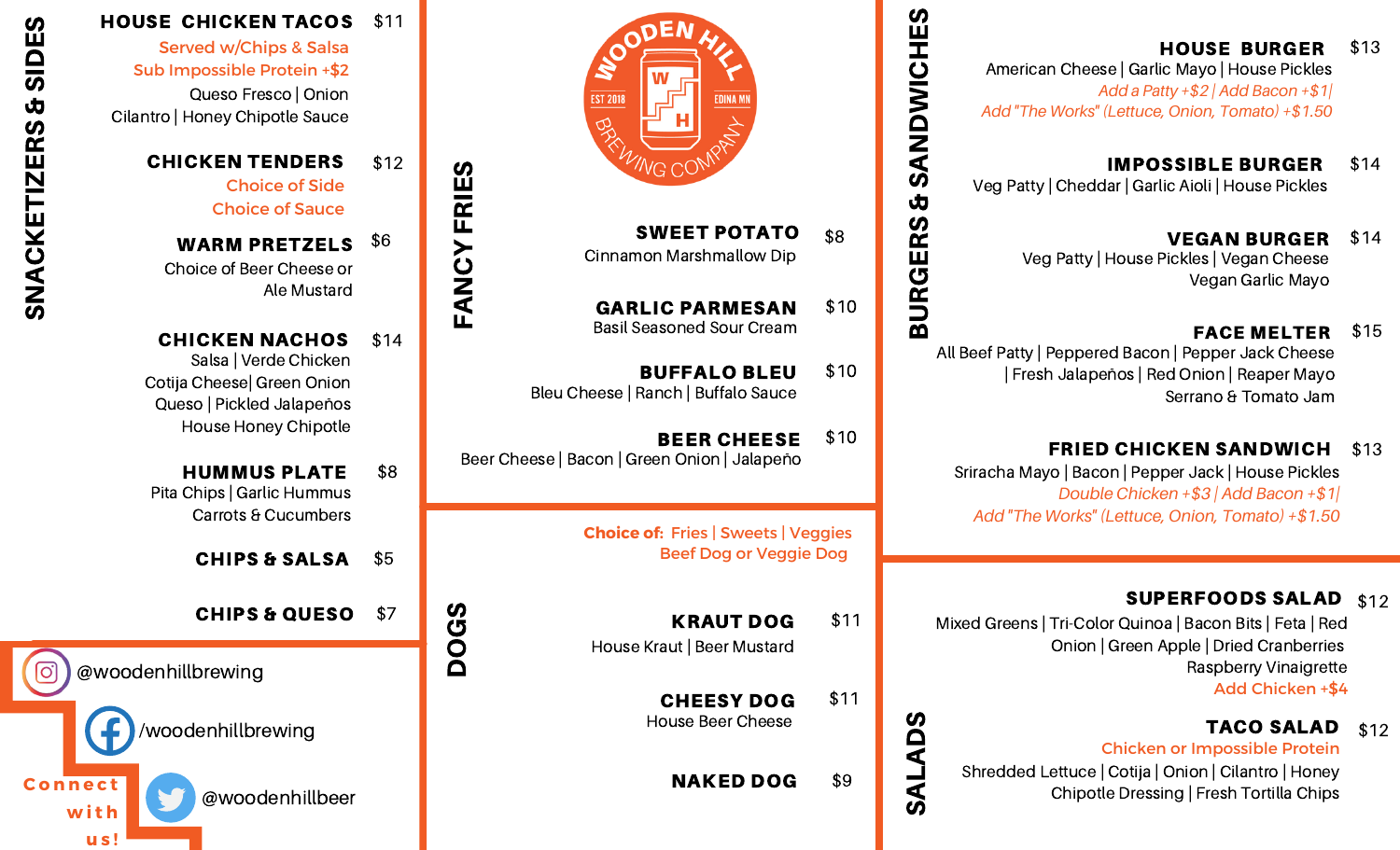## SNACKETIZERS & SIDES

**HOUSE CHICKEN TACOS** $11
Served w/Chips & Salsa
Sub Impossible Protein +$2
Queso Fresco | Onion
Cilantro | Honey Chipotle Sauce

**CHICKEN TENDERS** $12
Choice of Side
Choice of Sauce

**WARM PRETZELS** $6
Choice of Beer Cheese or
Ale Mustard

**CHICKEN NACHOS** $14
Salsa | Verde Chicken
Cotija Cheese| Green Onion
Queso | Pickled Jalapeños
House Honey Chipotle

**HUMMUS PLATE** $8
Pita Chips | Garlic Hummus
Carrots & Cucumbers

**CHIPS & SALSA** $5

**CHIPS & QUESO** $7

@woodenhillbrewing

/woodenhillbrewing

@woodenhillbeer

Connect with us!

WOODEN HILL BREWING COMPANY
EST 2018 EDINA MN

## FANCY FRIES

**SWEET POTATO** $8
Cinnamon Marshmallow Dip

**GARLIC PARMESAN** $10
Basil Seasoned Sour Cream

**BUFFALO BLEU** $10
Bleu Cheese | Ranch | Buffalo Sauce

**BEER CHEESE** $10
Beer Cheese | Bacon | Green Onion | Jalapeño

## DOGS

Choice of: Fries | Sweets | Veggies
Beef Dog or Veggie Dog

**KRAUT DOG** $11
House Kraut | Beer Mustard

**CHEESY DOG** $11
House Beer Cheese

**NAKED DOG** $9

## BURGERS & SANDWICHES

**HOUSE BURGER** $13
American Cheese | Garlic Mayo | House Pickles
*Add a Patty +$2 | Add Bacon +$1|*
*Add "The Works" (Lettuce, Onion, Tomato) +$1.50*

**IMPOSSIBLE BURGER** $14
Veg Patty | Cheddar | Garlic Aioli | House Pickles

**VEGAN BURGER** $14
Veg Patty | House Pickles | Vegan Cheese
Vegan Garlic Mayo

**FACE MELTER** $15
All Beef Patty | Peppered Bacon | Pepper Jack Cheese
| Fresh Jalapeños | Red Onion | Reaper Mayo
Serrano & Tomato Jam

**FRIED CHICKEN SANDWICH** $13
Sriracha Mayo | Bacon | Pepper Jack | House Pickles
*Double Chicken +$3 | Add Bacon +$1|*
*Add "The Works" (Lettuce, Onion, Tomato) +$1.50*

## SALADS

**SUPERFOODS SALAD** $12
Mixed Greens | Tri-Color Quinoa | Bacon Bits | Feta | Red
Onion | Green Apple | Dried Cranberries
Raspberry Vinaigrette
Add Chicken +$4

**TACO SALAD** $12
Chicken or Impossible Protein
Shredded Lettuce | Cotija | Onion | Cilantro | Honey
Chipotle Dressing | Fresh Tortilla Chips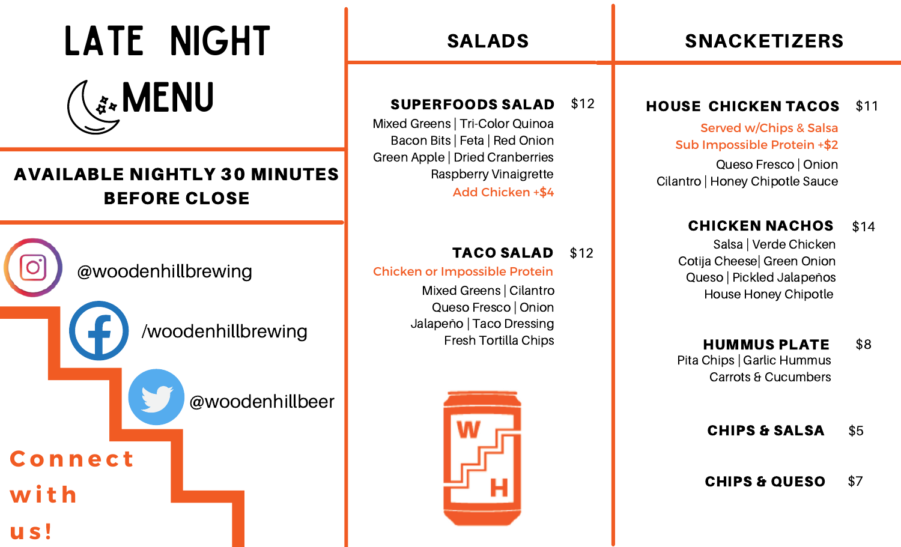# LATE NIGHT MENU

**AVAILABLE NIGHTLY 30 MINUTES BEFORE CLOSE**

@woodenhillbrewing

/woodenhillbrewing

@woodenhillbeer

Connect with us!

## SALADS

**SUPERFOODS SALAD** $12

Mixed Greens | Tri-Color Quinoa
Bacon Bits | Feta | Red Onion
Green Apple | Dried Cranberries
Raspberry Vinaigrette
Add Chicken +$4

**TACO SALAD** $12

Chicken or Impossible Protein
Mixed Greens | Cilantro
Queso Fresco | Onion
Jalapeño | Taco Dressing
Fresh Tortilla Chips

## SNACKETIZERS

**HOUSE CHICKEN TACOS** $11

Served w/Chips & Salsa
Sub Impossible Protein +$2
Queso Fresco | Onion
Cilantro | Honey Chipotle Sauce

**CHICKEN NACHOS** $14

Salsa | Verde Chicken
Cotija Cheese| Green Onion
Queso | Pickled Jalapeños
House Honey Chipotle

**HUMMUS PLATE** $8

Pita Chips | Garlic Hummus
Carrots & Cucumbers

**CHIPS & SALSA** $5

**CHIPS & QUESO** $7